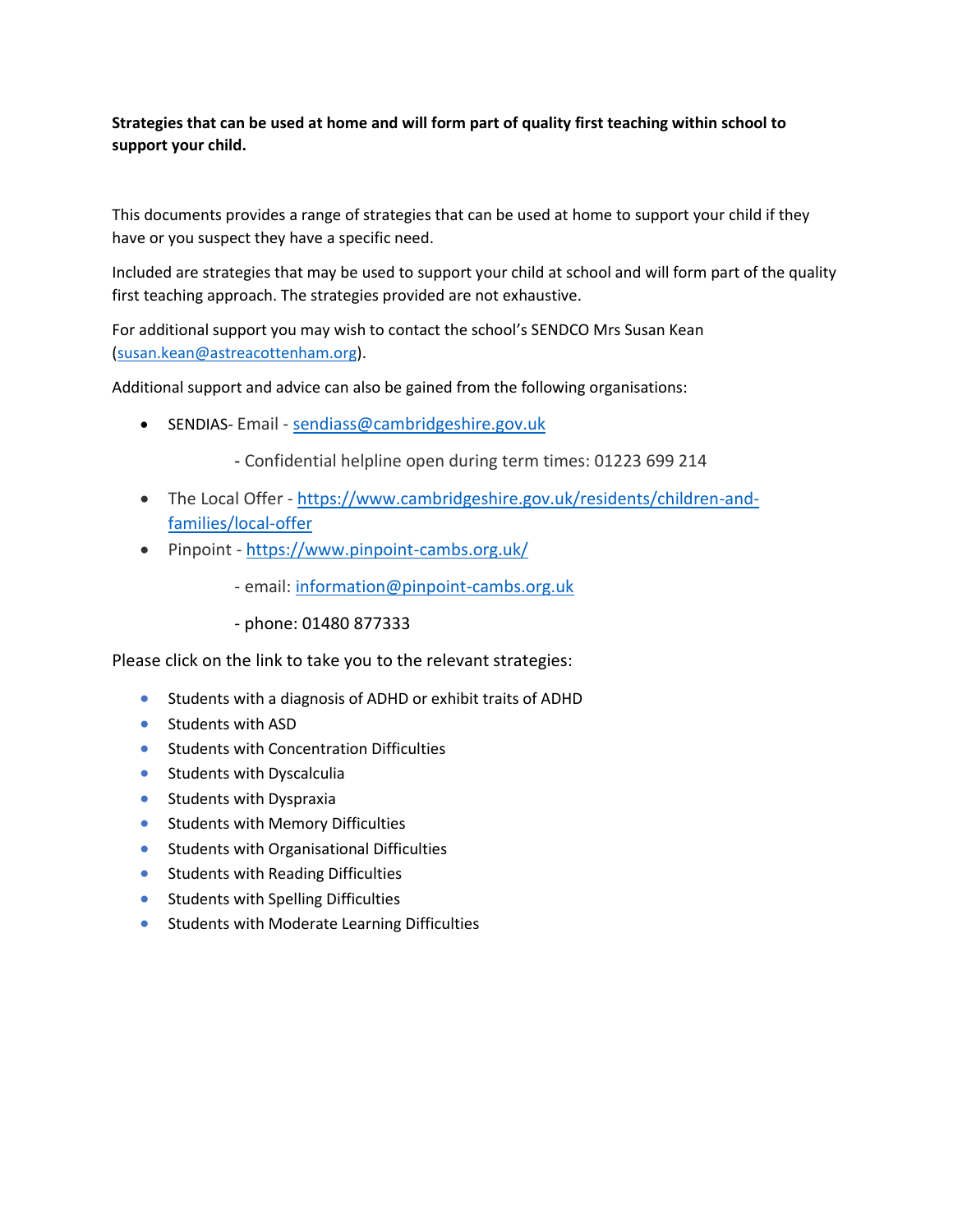**Strategies that can be used at home and will form part of quality first teaching within school to support your child.**

This documents provides a range of strategies that can be used at home to support your child if they have or you suspect they have a specific need.

Included are strategies that may be used to support your child at school and will form part of the quality first teaching approach. The strategies provided are not exhaustive.

For additional support you may wish to contact the school's SENDCO Mrs Susan Kean (susan.kean@astreacottenham.org).

Additional support and advice can also be gained from the following organisations:

- SENDIAS- Email - sendiass@cambridgeshire.gov.uk
  - Confidential helpline open during term times: 01223 699 214
- The Local Offer - https://www.cambridgeshire.gov.uk/residents/children-and-families/local-offer
- Pinpoint - https://www.pinpoint-cambs.org.uk/
  - email: information@pinpoint-cambs.org.uk
  - phone: 01480 877333

Please click on the link to take you to the relevant strategies:

- Students with a diagnosis of ADHD or exhibit traits of ADHD
- Students with ASD
- Students with Concentration Difficulties
- Students with Dyscalculia
- Students with Dyspraxia
- Students with Memory Difficulties
- Students with Organisational Difficulties
- Students with Reading Difficulties
- Students with Spelling Difficulties
- Students with Moderate Learning Difficulties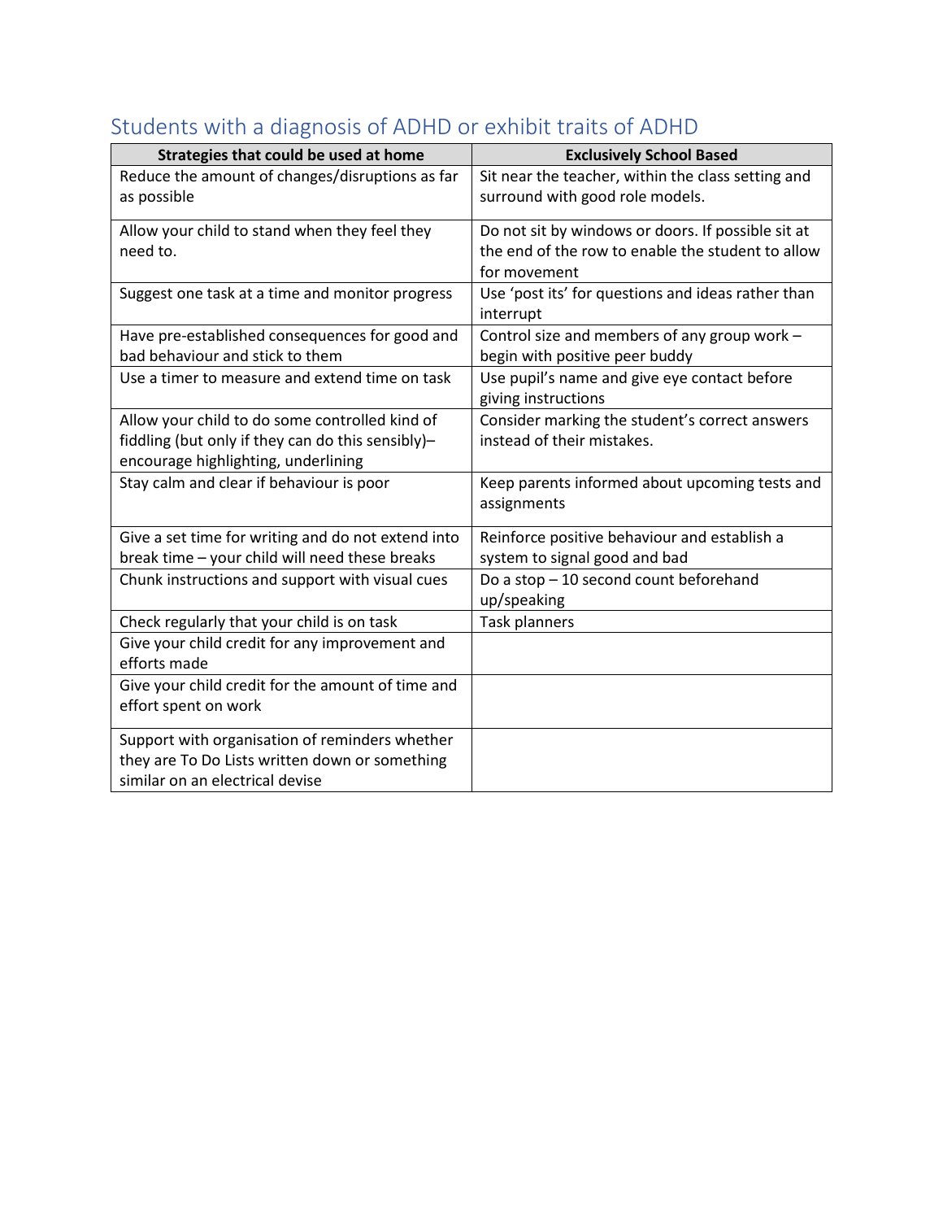## Students with a diagnosis of ADHD or exhibit traits of ADHD

| Strategies that could be used at home | Exclusively School Based |
|---|---|
| Reduce the amount of changes/disruptions as far as possible | Sit near the teacher, within the class setting and surround with good role models. |
| Allow your child to stand when they feel they need to. | Do not sit by windows or doors. If possible sit at the end of the row to enable the student to allow for movement |
| Suggest one task at a time and monitor progress | Use 'post its' for questions and ideas rather than interrupt |
| Have pre-established consequences for good and bad behaviour and stick to them | Control size and members of any group work – begin with positive peer buddy |
| Use a timer to measure and extend time on task | Use pupil's name and give eye contact before giving instructions |
| Allow your child to do some controlled kind of fiddling (but only if they can do this sensibly)– encourage highlighting, underlining | Consider marking the student's correct answers instead of their mistakes. |
| Stay calm and clear if behaviour is poor | Keep parents informed about upcoming tests and assignments |
| Give a set time for writing and do not extend into break time – your child will need these breaks | Reinforce positive behaviour and establish a system to signal good and bad |
| Chunk instructions and support with visual cues | Do a stop – 10 second count beforehand up/speaking |
| Check regularly that your child is on task | Task planners |
| Give your child credit for any improvement and efforts made | |
| Give your child credit for the amount of time and effort spent on work | |
| Support with organisation of reminders whether they are To Do Lists written down or something similar on an electrical devise | |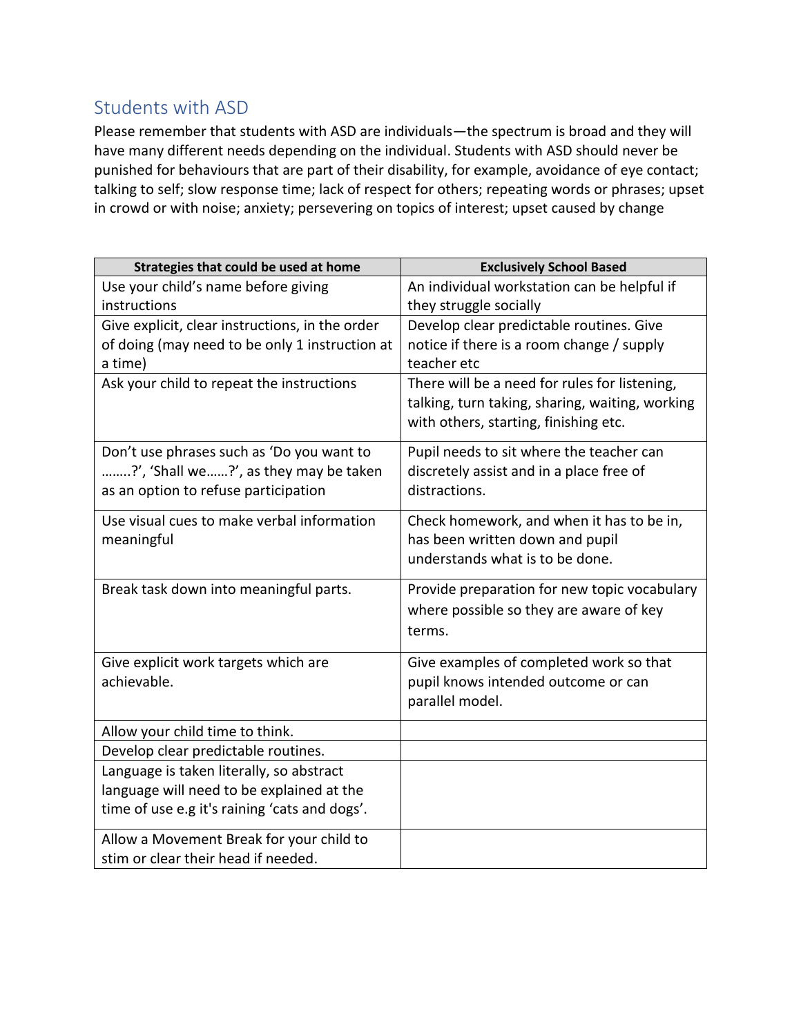## Students with ASD

Please remember that students with ASD are individuals—the spectrum is broad and they will have many different needs depending on the individual. Students with ASD should never be punished for behaviours that are part of their disability, for example, avoidance of eye contact; talking to self; slow response time; lack of respect for others; repeating words or phrases; upset in crowd or with noise; anxiety; persevering on topics of interest; upset caused by change

| Strategies that could be used at home | Exclusively School Based |
|---|---|
| Use your child's name before giving instructions | An individual workstation can be helpful if they struggle socially |
| Give explicit, clear instructions, in the order of doing (may need to be only 1 instruction at a time) | Develop clear predictable routines. Give notice if there is a room change / supply teacher etc |
| Ask your child to repeat the instructions | There will be a need for rules for listening, talking, turn taking, sharing, waiting, working with others, starting, finishing etc. |
| Don't use phrases such as 'Do you want to ……..?', 'Shall we……?', as they may be taken as an option to refuse participation | Pupil needs to sit where the teacher can discretely assist and in a place free of distractions. |
| Use visual cues to make verbal information meaningful | Check homework, and when it has to be in, has been written down and pupil understands what is to be done. |
| Break task down into meaningful parts. | Provide preparation for new topic vocabulary where possible so they are aware of key terms. |
| Give explicit work targets which are achievable. | Give examples of completed work so that pupil knows intended outcome or can parallel model. |
| Allow your child time to think. | |
| Develop clear predictable routines. | |
| Language is taken literally, so abstract language will need to be explained at the time of use e.g it's raining 'cats and dogs'. | |
| Allow a Movement Break for your child to stim or clear their head if needed. | |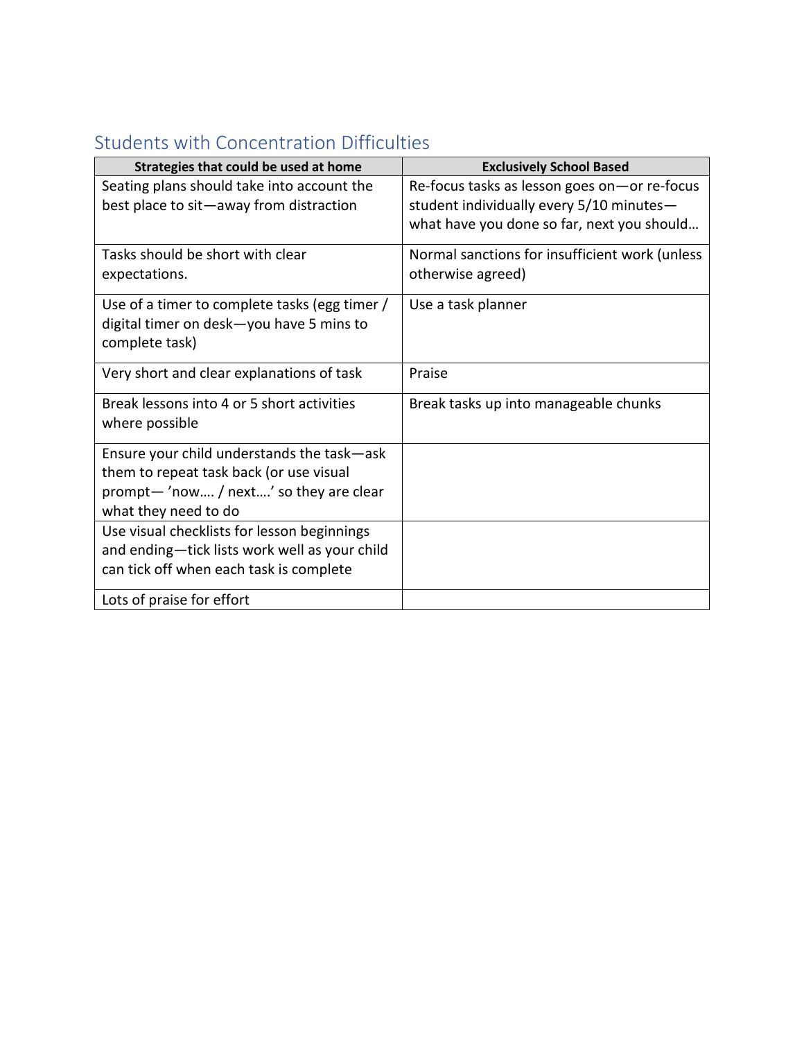## Students with Concentration Difficulties

| Strategies that could be used at home | Exclusively School Based |
|---|---|
| Seating plans should take into account the best place to sit—away from distraction | Re-focus tasks as lesson goes on—or re-focus student individually every 5/10 minutes—what have you done so far, next you should… |
| Tasks should be short with clear expectations. | Normal sanctions for insufficient work (unless otherwise agreed) |
| Use of a timer to complete tasks (egg timer / digital timer on desk—you have 5 mins to complete task) | Use a task planner |
| Very short and clear explanations of task | Praise |
| Break lessons into 4 or 5 short activities where possible | Break tasks up into manageable chunks |
| Ensure your child understands the task—ask them to repeat task back (or use visual prompt— 'now…. / next….' so they are clear what they need to do | |
| Use visual checklists for lesson beginnings and ending—tick lists work well as your child can tick off when each task is complete | |
| Lots of praise for effort | |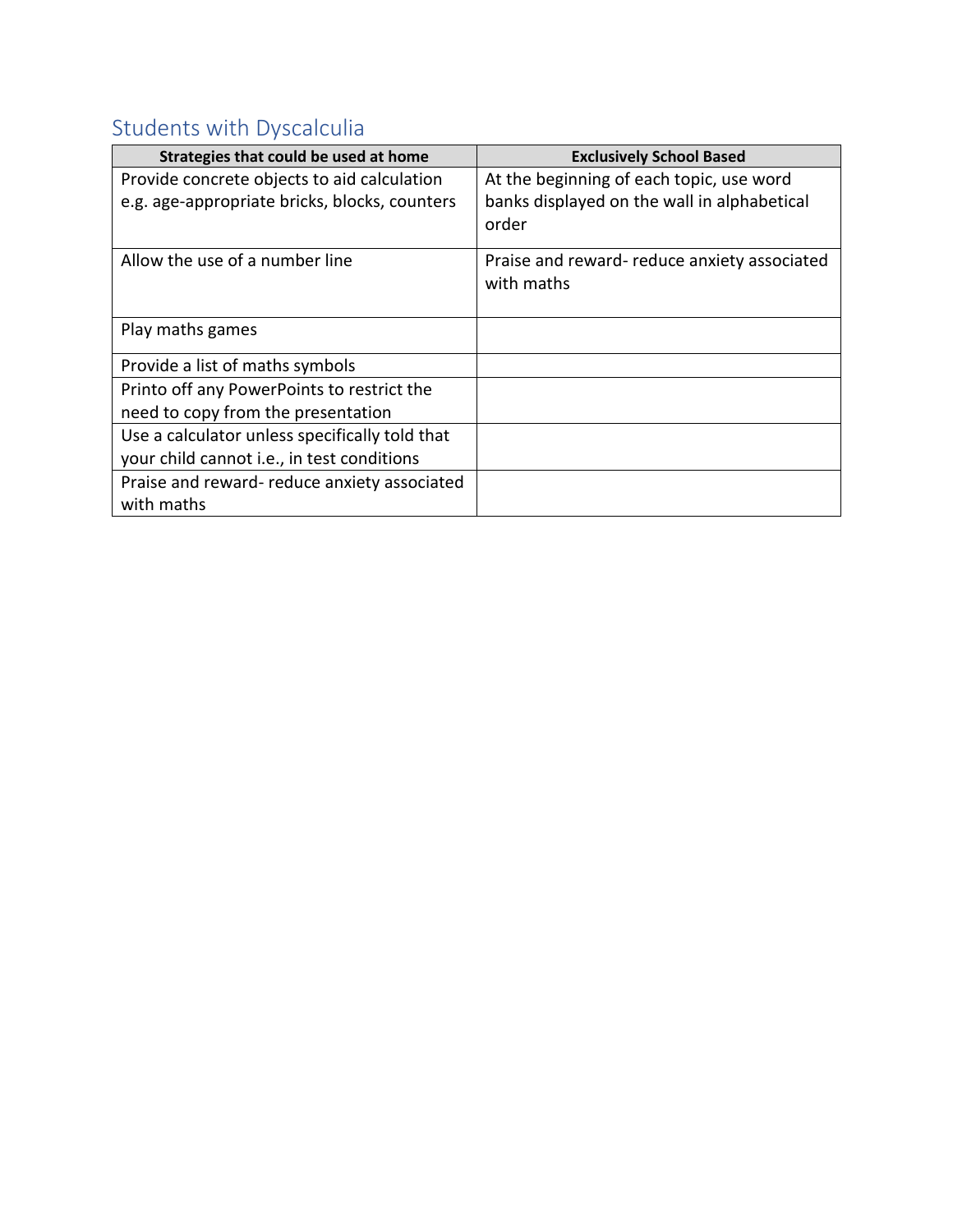## Students with Dyscalculia

| Strategies that could be used at home | Exclusively School Based |
| --- | --- |
| Provide concrete objects to aid calculation e.g. age-appropriate bricks, blocks, counters | At the beginning of each topic, use word banks displayed on the wall in alphabetical order |
| Allow the use of a number line | Praise and reward- reduce anxiety associated with maths |
| Play maths games | |
| Provide a list of maths symbols | |
| Printo off any PowerPoints to restrict the need to copy from the presentation | |
| Use a calculator unless specifically told that your child cannot i.e., in test conditions | |
| Praise and reward- reduce anxiety associated with maths | |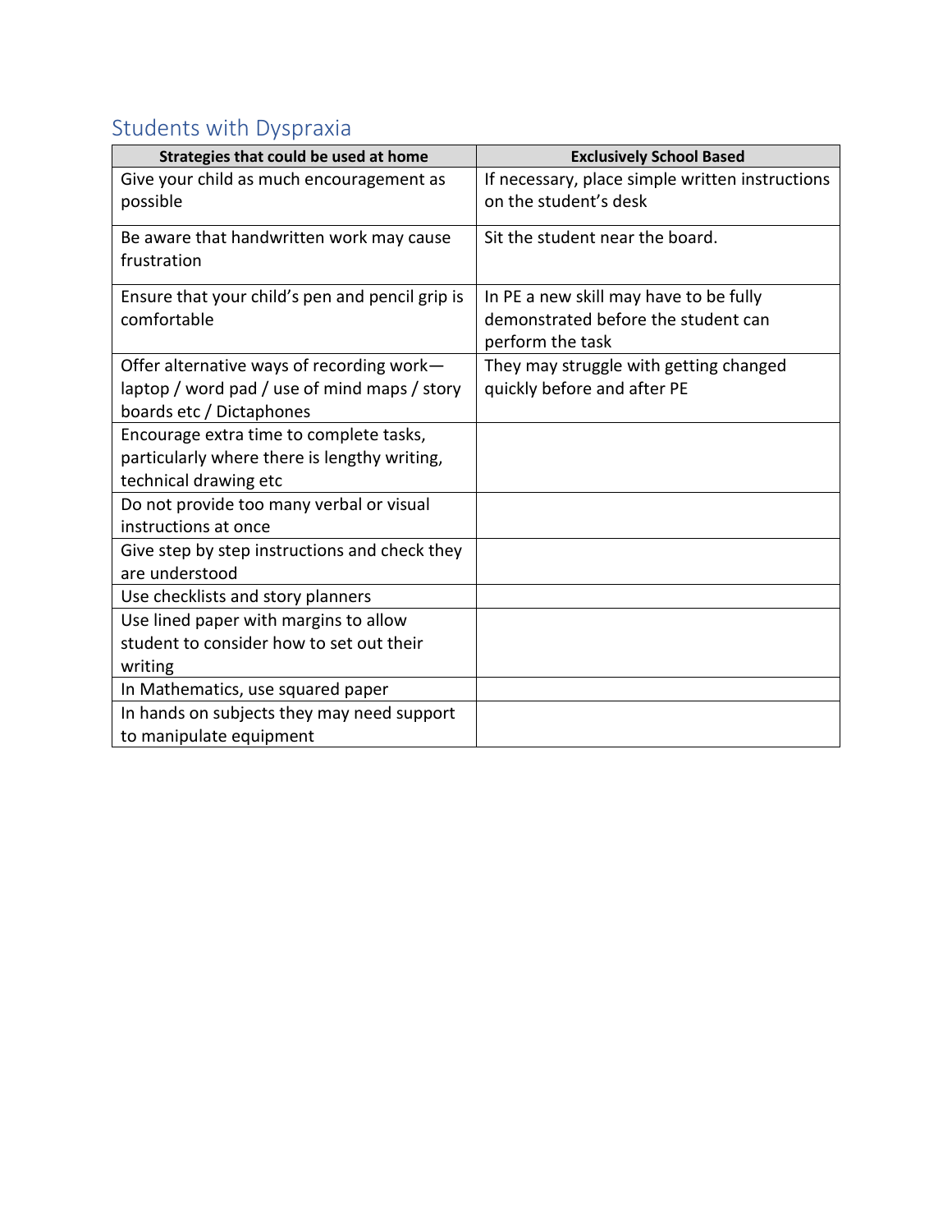## Students with Dyspraxia

| Strategies that could be used at home | Exclusively School Based |
| --- | --- |
| Give your child as much encouragement as possible | If necessary, place simple written instructions on the student's desk |
| Be aware that handwritten work may cause frustration | Sit the student near the board. |
| Ensure that your child's pen and pencil grip is comfortable | In PE a new skill may have to be fully demonstrated before the student can perform the task |
| Offer alternative ways of recording work—laptop / word pad / use of mind maps / story boards etc / Dictaphones | They may struggle with getting changed quickly before and after PE |
| Encourage extra time to complete tasks, particularly where there is lengthy writing, technical drawing etc | |
| Do not provide too many verbal or visual instructions at once | |
| Give step by step instructions and check they are understood | |
| Use checklists and story planners | |
| Use lined paper with margins to allow student to consider how to set out their writing | |
| In Mathematics, use squared paper | |
| In hands on subjects they may need support to manipulate equipment | |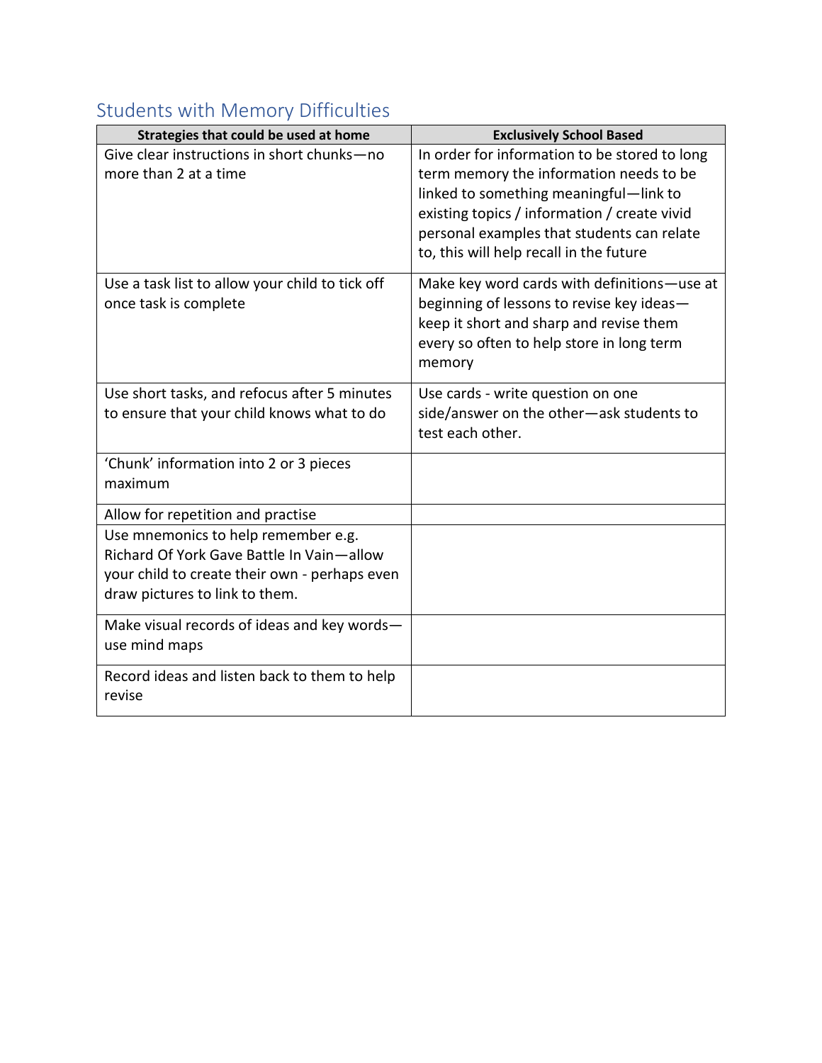## Students with Memory Difficulties

| Strategies that could be used at home | Exclusively School Based |
|---|---|
| Give clear instructions in short chunks—no more than 2 at a time | In order for information to be stored to long term memory the information needs to be linked to something meaningful—link to existing topics / information / create vivid personal examples that students can relate to, this will help recall in the future |
| Use a task list to allow your child to tick off once task is complete | Make key word cards with definitions—use at beginning of lessons to revise key ideas—keep it short and sharp and revise them every so often to help store in long term memory |
| Use short tasks, and refocus after 5 minutes to ensure that your child knows what to do | Use cards - write question on one side/answer on the other—ask students to test each other. |
| 'Chunk' information into 2 or 3 pieces maximum | |
| Allow for repetition and practise | |
| Use mnemonics to help remember e.g. Richard Of York Gave Battle In Vain—allow your child to create their own - perhaps even draw pictures to link to them. | |
| Make visual records of ideas and key words—use mind maps | |
| Record ideas and listen back to them to help revise | |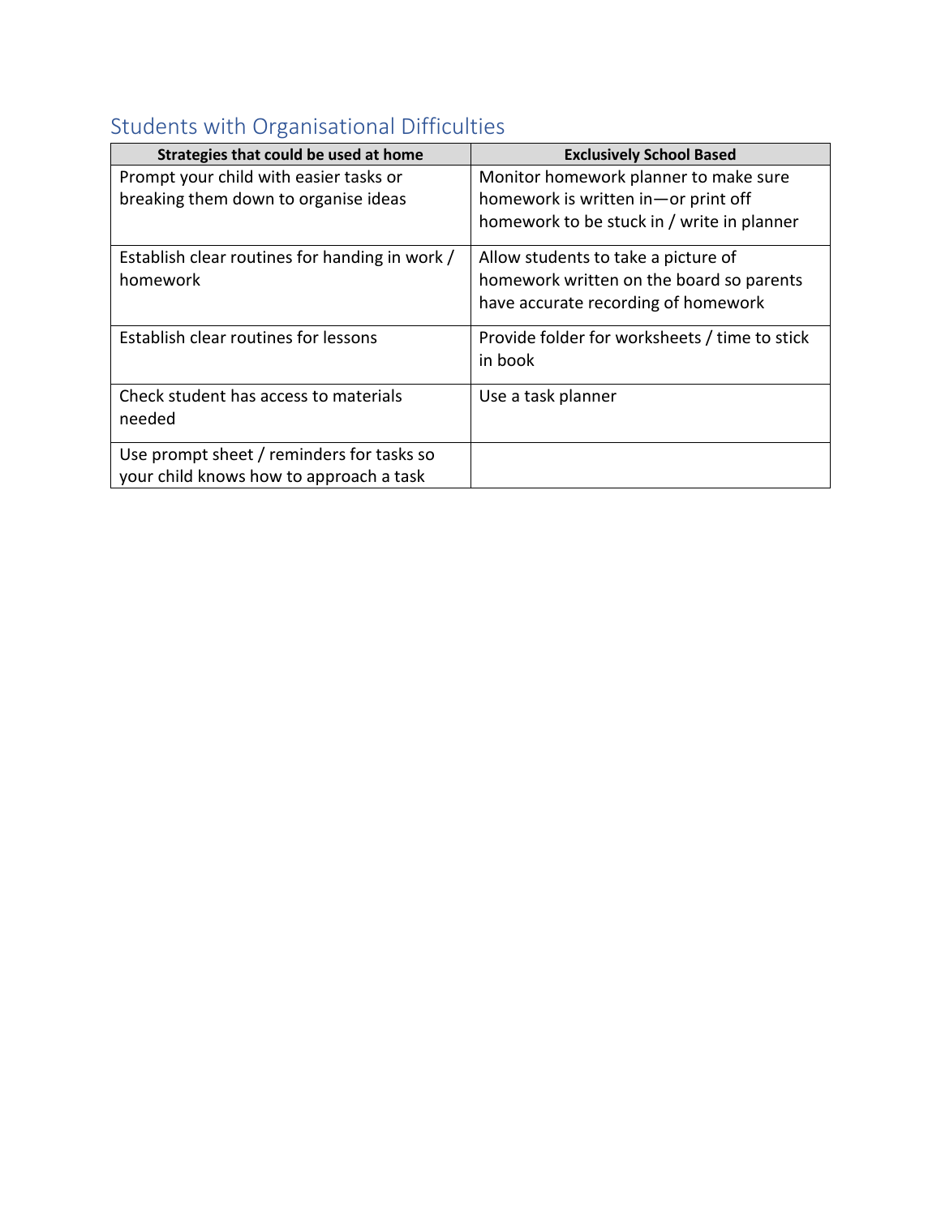## Students with Organisational Difficulties

| Strategies that could be used at home | Exclusively School Based |
| --- | --- |
| Prompt your child with easier tasks or breaking them down to organise ideas | Monitor homework planner to make sure homework is written in—or print off homework to be stuck in / write in planner |
| Establish clear routines for handing in work / homework | Allow students to take a picture of homework written on the board so parents have accurate recording of homework |
| Establish clear routines for lessons | Provide folder for worksheets / time to stick in book |
| Check student has access to materials needed | Use a task planner |
| Use prompt sheet / reminders for tasks so your child knows how to approach a task | |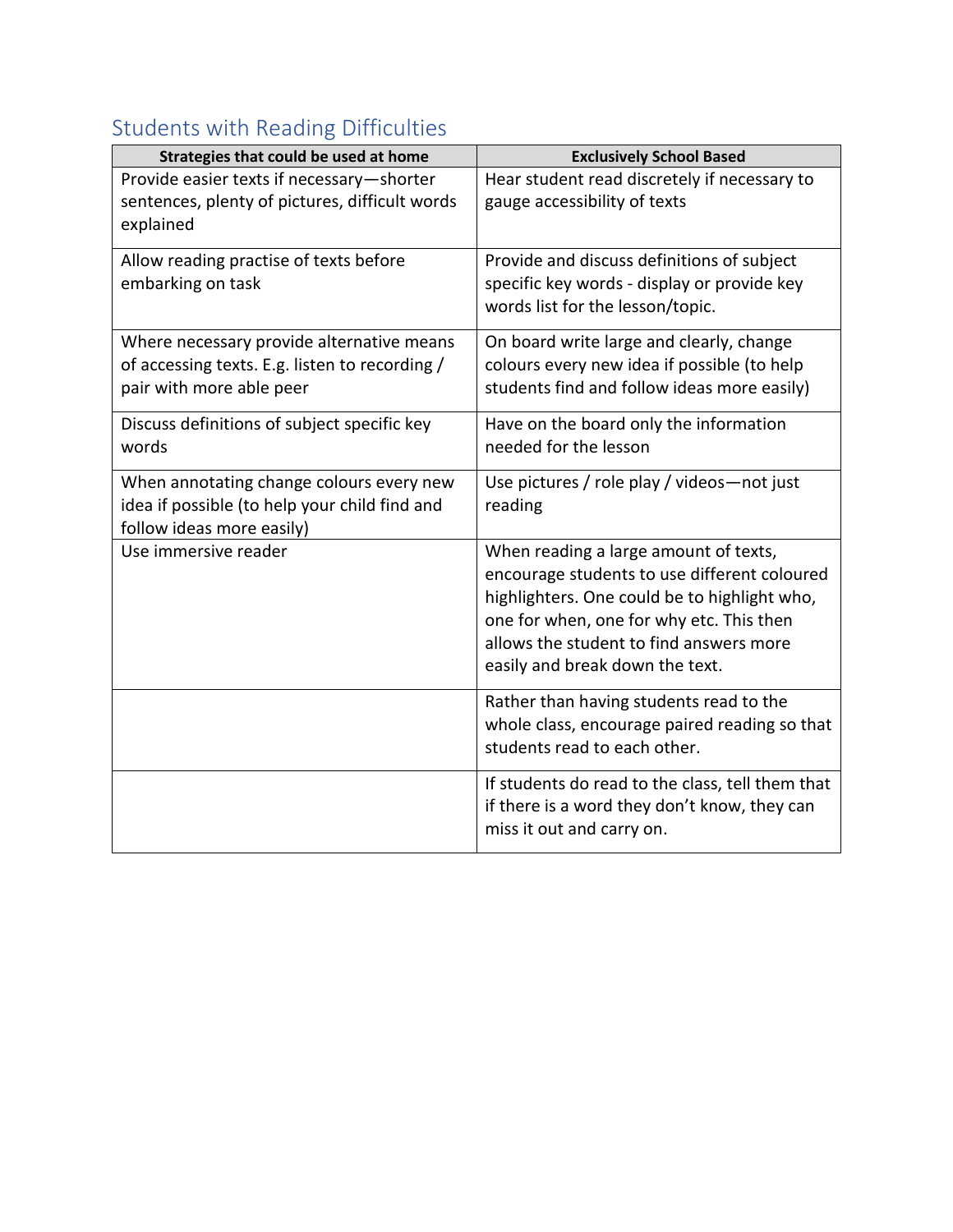## Students with Reading Difficulties

| Strategies that could be used at home | Exclusively School Based |
|---|---|
| Provide easier texts if necessary—shorter sentences, plenty of pictures, difficult words explained | Hear student read discretely if necessary to gauge accessibility of texts |
| Allow reading practise of texts before embarking on task | Provide and discuss definitions of subject specific key words - display or provide key words list for the lesson/topic. |
| Where necessary provide alternative means of accessing texts. E.g. listen to recording / pair with more able peer | On board write large and clearly, change colours every new idea if possible (to help students find and follow ideas more easily) |
| Discuss definitions of subject specific key words | Have on the board only the information needed for the lesson |
| When annotating change colours every new idea if possible (to help your child find and follow ideas more easily) | Use pictures / role play / videos—not just reading |
| Use immersive reader | When reading a large amount of texts, encourage students to use different coloured highlighters. One could be to highlight who, one for when, one for why etc. This then allows the student to find answers more easily and break down the text. |
| | Rather than having students read to the whole class, encourage paired reading so that students read to each other. |
| | If students do read to the class, tell them that if there is a word they don't know, they can miss it out and carry on. |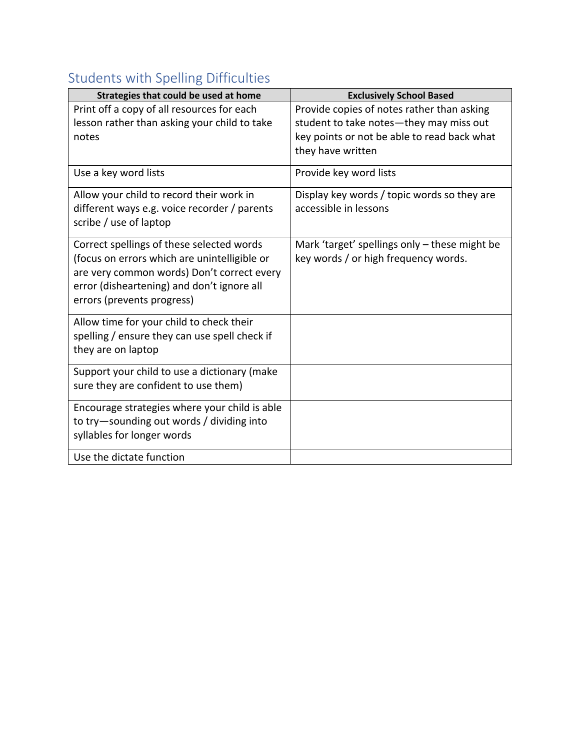## Students with Spelling Difficulties

| Strategies that could be used at home | Exclusively School Based |
| --- | --- |
| Print off a copy of all resources for each lesson rather than asking your child to take notes | Provide copies of notes rather than asking student to take notes—they may miss out key points or not be able to read back what they have written |
| Use a key word lists | Provide key word lists |
| Allow your child to record their work in different ways e.g. voice recorder / parents scribe / use of laptop | Display key words / topic words so they are accessible in lessons |
| Correct spellings of these selected words (focus on errors which are unintelligible or are very common words) Don't correct every error (disheartening) and don't ignore all errors (prevents progress) | Mark 'target' spellings only – these might be key words / or high frequency words. |
| Allow time for your child to check their spelling / ensure they can use spell check if they are on laptop | |
| Support your child to use a dictionary (make sure they are confident to use them) | |
| Encourage strategies where your child is able to try—sounding out words / dividing into syllables for longer words | |
| Use the dictate function | |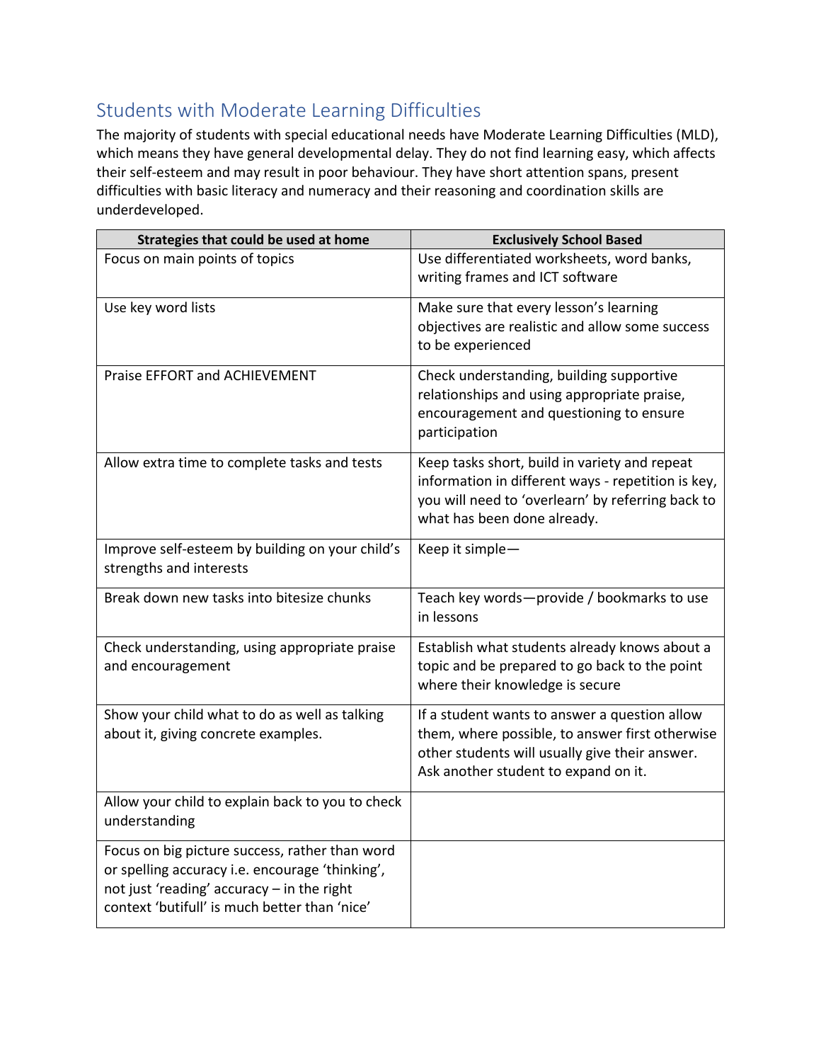## Students with Moderate Learning Difficulties

The majority of students with special educational needs have Moderate Learning Difficulties (MLD), which means they have general developmental delay. They do not find learning easy, which affects their self-esteem and may result in poor behaviour. They have short attention spans, present difficulties with basic literacy and numeracy and their reasoning and coordination skills are underdeveloped.

| Strategies that could be used at home | Exclusively School Based |
|---|---|
| Focus on main points of topics | Use differentiated worksheets, word banks, writing frames and ICT software |
| Use key word lists | Make sure that every lesson's learning objectives are realistic and allow some success to be experienced |
| Praise EFFORT and ACHIEVEMENT | Check understanding, building supportive relationships and using appropriate praise, encouragement and questioning to ensure participation |
| Allow extra time to complete tasks and tests | Keep tasks short, build in variety and repeat information in different ways - repetition is key, you will need to 'overlearn' by referring back to what has been done already. |
| Improve self-esteem by building on your child's strengths and interests | Keep it simple— |
| Break down new tasks into bitesize chunks | Teach key words—provide / bookmarks to use in lessons |
| Check understanding, using appropriate praise and encouragement | Establish what students already knows about a topic and be prepared to go back to the point where their knowledge is secure |
| Show your child what to do as well as talking about it, giving concrete examples. | If a student wants to answer a question allow them, where possible, to answer first otherwise other students will usually give their answer. Ask another student to expand on it. |
| Allow your child to explain back to you to check understanding | |
| Focus on big picture success, rather than word or spelling accuracy i.e. encourage 'thinking', not just 'reading' accuracy – in the right context 'butifull' is much better than 'nice' | |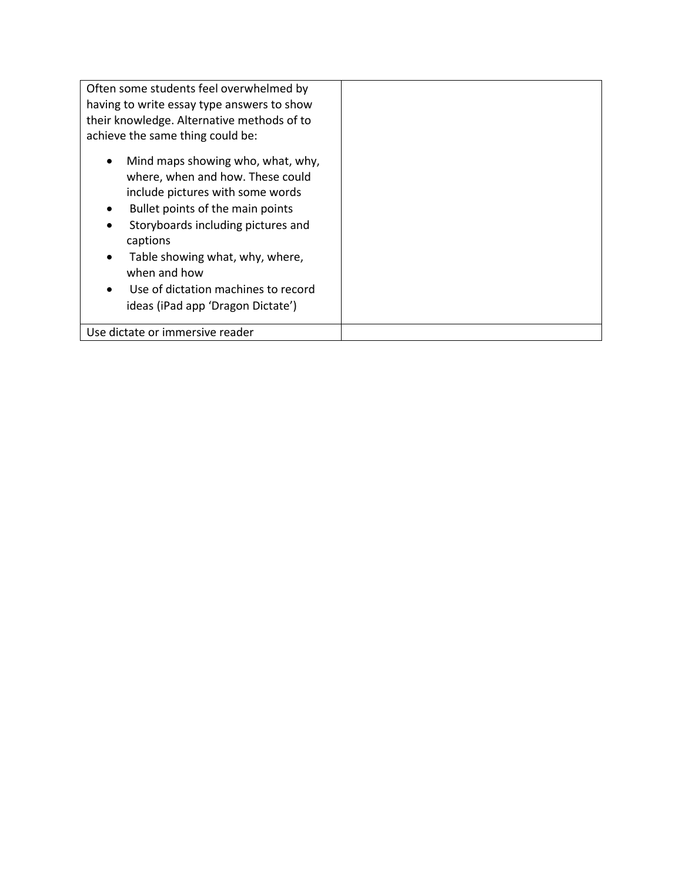| | |
|---|---|
| Often some students feel overwhelmed by having to write essay type answers to show their knowledge. Alternative methods of to achieve the same thing could be:<br>• Mind maps showing who, what, why, where, when and how. These could include pictures with some words<br>• Bullet points of the main points<br>• Storyboards including pictures and captions<br>• Table showing what, why, where, when and how<br>• Use of dictation machines to record ideas (iPad app 'Dragon Dictate') | |
| Use dictate or immersive reader | |